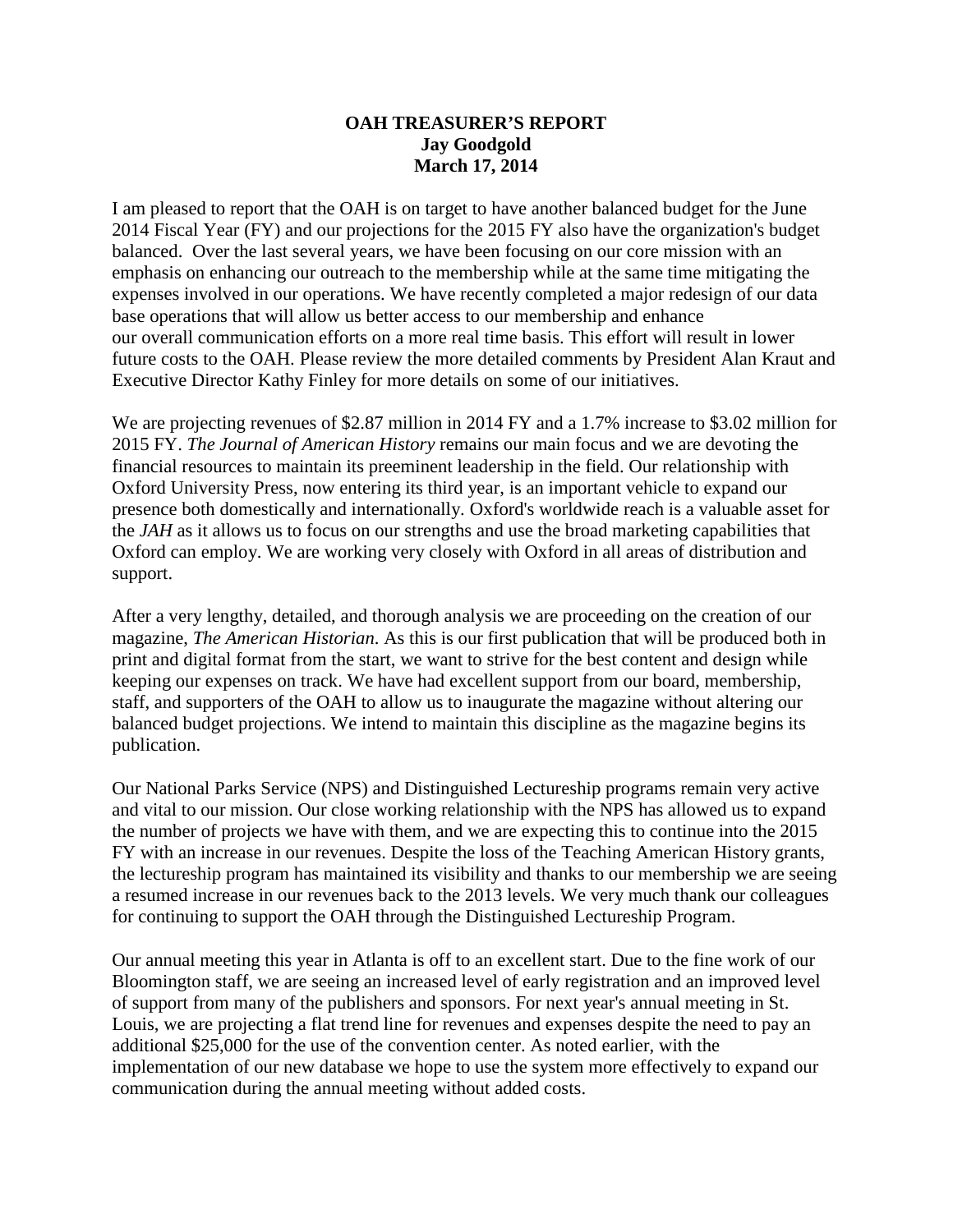**OAH TREASURER'S REPORT**
**Jay Goodgold**
**March 17, 2014**

I am pleased to report that the OAH is on target to have another balanced budget for the June 2014 Fiscal Year (FY) and our projections for the 2015 FY also have the organization's budget balanced. Over the last several years, we have been focusing on our core mission with an emphasis on enhancing our outreach to the membership while at the same time mitigating the expenses involved in our operations. We have recently completed a major redesign of our data base operations that will allow us better access to our membership and enhance our overall communication efforts on a more real time basis. This effort will result in lower future costs to the OAH. Please review the more detailed comments by President Alan Kraut and Executive Director Kathy Finley for more details on some of our initiatives.

We are projecting revenues of $2.87 million in 2014 FY and a 1.7% increase to $3.02 million for 2015 FY. *The Journal of American History* remains our main focus and we are devoting the financial resources to maintain its preeminent leadership in the field. Our relationship with Oxford University Press, now entering its third year, is an important vehicle to expand our presence both domestically and internationally. Oxford's worldwide reach is a valuable asset for the *JAH* as it allows us to focus on our strengths and use the broad marketing capabilities that Oxford can employ. We are working very closely with Oxford in all areas of distribution and support.

After a very lengthy, detailed, and thorough analysis we are proceeding on the creation of our magazine, *The American Historian*. As this is our first publication that will be produced both in print and digital format from the start, we want to strive for the best content and design while keeping our expenses on track. We have had excellent support from our board, membership, staff, and supporters of the OAH to allow us to inaugurate the magazine without altering our balanced budget projections. We intend to maintain this discipline as the magazine begins its publication.

Our National Parks Service (NPS) and Distinguished Lectureship programs remain very active and vital to our mission. Our close working relationship with the NPS has allowed us to expand the number of projects we have with them, and we are expecting this to continue into the 2015 FY with an increase in our revenues. Despite the loss of the Teaching American History grants, the lectureship program has maintained its visibility and thanks to our membership we are seeing a resumed increase in our revenues back to the 2013 levels. We very much thank our colleagues for continuing to support the OAH through the Distinguished Lectureship Program.

Our annual meeting this year in Atlanta is off to an excellent start. Due to the fine work of our Bloomington staff, we are seeing an increased level of early registration and an improved level of support from many of the publishers and sponsors. For next year's annual meeting in St. Louis, we are projecting a flat trend line for revenues and expenses despite the need to pay an additional $25,000 for the use of the convention center. As noted earlier, with the implementation of our new database we hope to use the system more effectively to expand our communication during the annual meeting without added costs.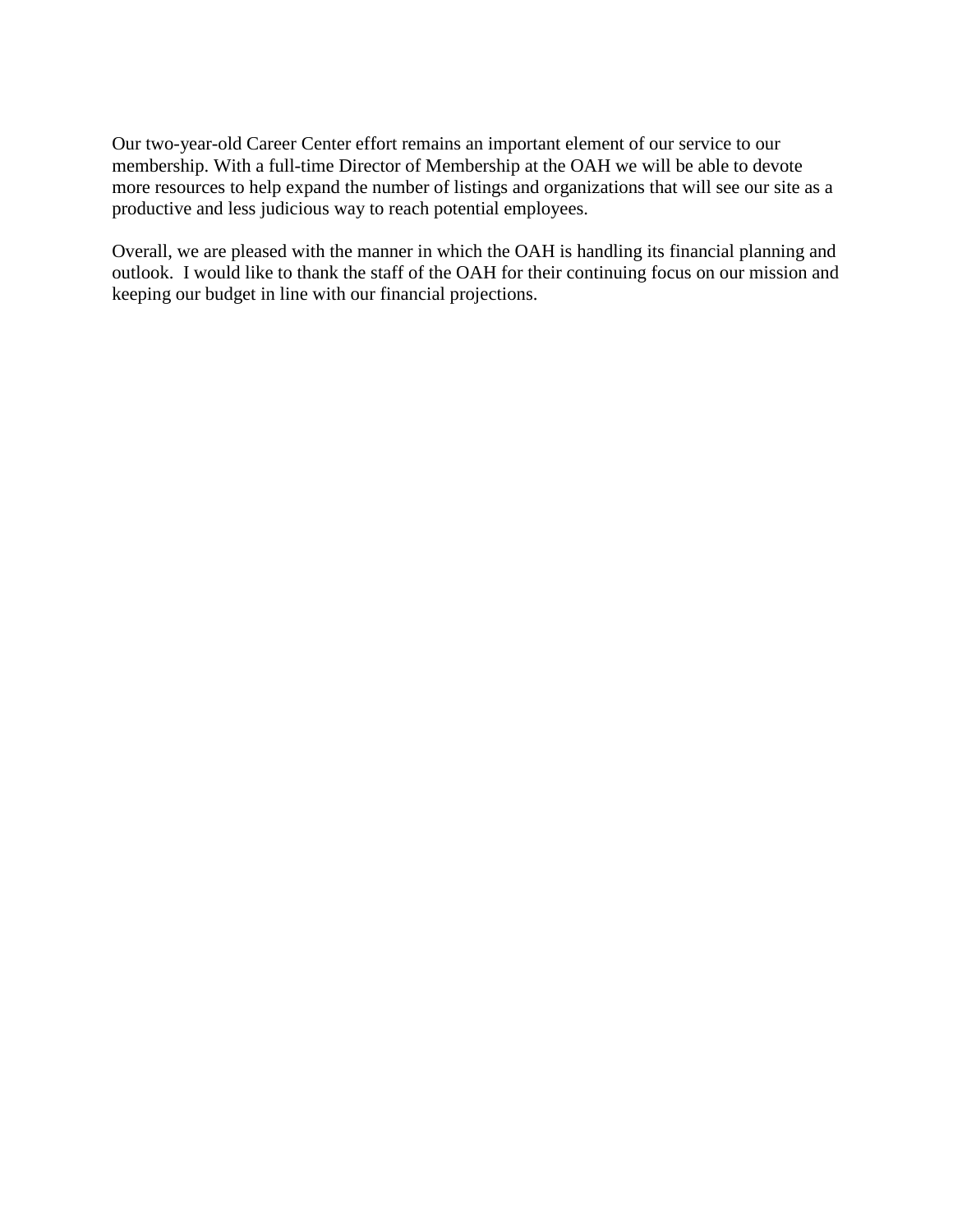Our two-year-old Career Center effort remains an important element of our service to our membership. With a full-time Director of Membership at the OAH we will be able to devote more resources to help expand the number of listings and organizations that will see our site as a productive and less judicious way to reach potential employees.

Overall, we are pleased with the manner in which the OAH is handling its financial planning and outlook. I would like to thank the staff of the OAH for their continuing focus on our mission and keeping our budget in line with our financial projections.